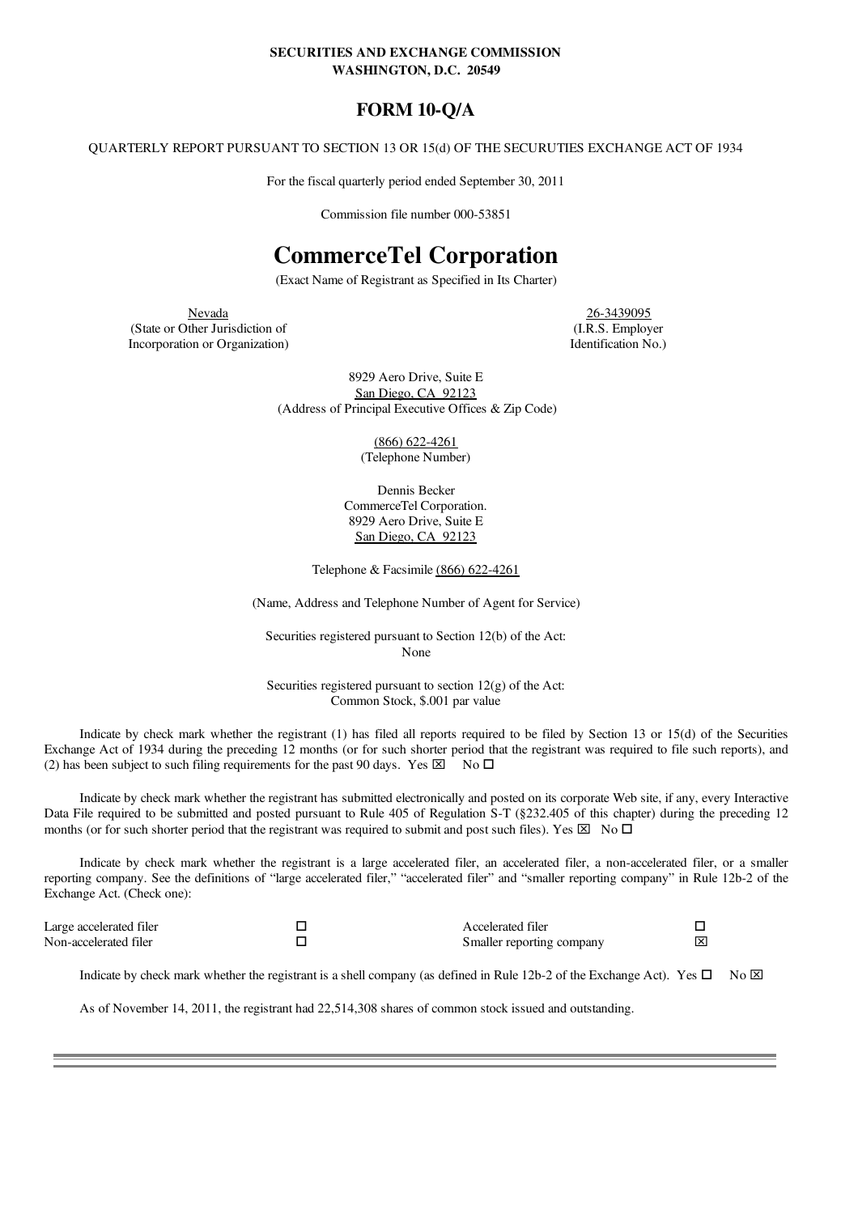**SECURITIES AND EXCHANGE COMMISSION**
**WASHINGTON, D.C. 20549**

# FORM 10-Q/A

QUARTERLY REPORT PURSUANT TO SECTION 13 OR 15(d) OF THE SECURUTIES EXCHANGE ACT OF 1934

For the fiscal quarterly period ended September 30, 2011

Commission file number 000-53851

# CommerceTel Corporation

(Exact Name of Registrant as Specified in Its Charter)

| Nevada | 26-3439095 |
|---|---|
| (State or Other Jurisdiction of Incorporation or Organization) | (I.R.S. Employer Identification No.) |

8929 Aero Drive, Suite E
San Diego, CA 92123
(Address of Principal Executive Offices & Zip Code)

(866) 622-4261
(Telephone Number)

Dennis Becker
CommerceTel Corporation.
8929 Aero Drive, Suite E
San Diego, CA 92123

Telephone & Facsimile (866) 622-4261

(Name, Address and Telephone Number of Agent for Service)

Securities registered pursuant to Section 12(b) of the Act:
None

Securities registered pursuant to section 12(g) of the Act:
Common Stock, $.001 par value

Indicate by check mark whether the registrant (1) has filed all reports required to be filed by Section 13 or 15(d) of the Securities Exchange Act of 1934 during the preceding 12 months (or for such shorter period that the registrant was required to file such reports), and (2) has been subject to such filing requirements for the past 90 days. Yes ☒ No ☐

Indicate by check mark whether the registrant has submitted electronically and posted on its corporate Web site, if any, every Interactive Data File required to be submitted and posted pursuant to Rule 405 of Regulation S-T (§232.405 of this chapter) during the preceding 12 months (or for such shorter period that the registrant was required to submit and post such files). Yes ☒ No ☐

Indicate by check mark whether the registrant is a large accelerated filer, an accelerated filer, a non-accelerated filer, or a smaller reporting company. See the definitions of "large accelerated filer," "accelerated filer" and "smaller reporting company" in Rule 12b-2 of the Exchange Act. (Check one):

| | | | |
|---|---|---|---|
| Large accelerated filer | ☐ | Accelerated filer | ☐ |
| Non-accelerated filer | ☐ | Smaller reporting company | ☒ |

Indicate by check mark whether the registrant is a shell company (as defined in Rule 12b-2 of the Exchange Act). Yes ☐ No ☒

As of November 14, 2011, the registrant had 22,514,308 shares of common stock issued and outstanding.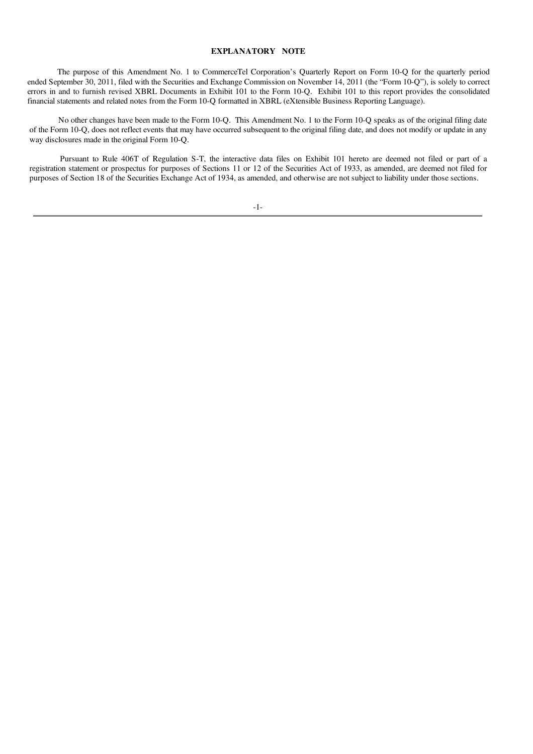## EXPLANATORY NOTE

The purpose of this Amendment No. 1 to CommerceTel Corporation's Quarterly Report on Form 10-Q for the quarterly period ended September 30, 2011, filed with the Securities and Exchange Commission on November 14, 2011 (the "Form 10-Q"), is solely to correct errors in and to furnish revised XBRL Documents in Exhibit 101 to the Form 10-Q. Exhibit 101 to this report provides the consolidated financial statements and related notes from the Form 10-Q formatted in XBRL (eXtensible Business Reporting Language).

No other changes have been made to the Form 10-Q. This Amendment No. 1 to the Form 10-Q speaks as of the original filing date of the Form 10-Q, does not reflect events that may have occurred subsequent to the original filing date, and does not modify or update in any way disclosures made in the original Form 10-Q.

Pursuant to Rule 406T of Regulation S-T, the interactive data files on Exhibit 101 hereto are deemed not filed or part of a registration statement or prospectus for purposes of Sections 11 or 12 of the Securities Act of 1933, as amended, are deemed not filed for purposes of Section 18 of the Securities Exchange Act of 1934, as amended, and otherwise are not subject to liability under those sections.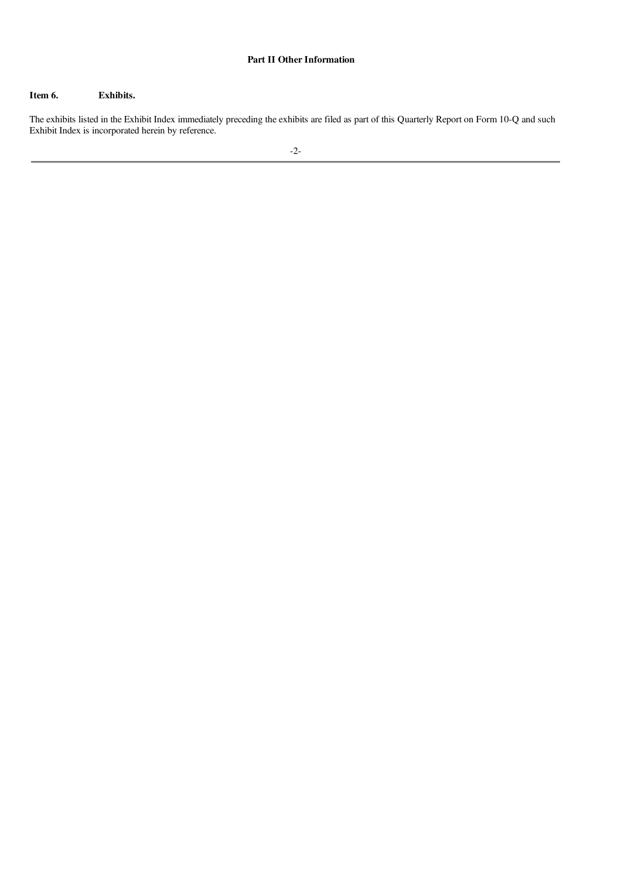## Part II Other Information

### Item 6. Exhibits.

The exhibits listed in the Exhibit Index immediately preceding the exhibits are filed as part of this Quarterly Report on Form 10-Q and such Exhibit Index is incorporated herein by reference.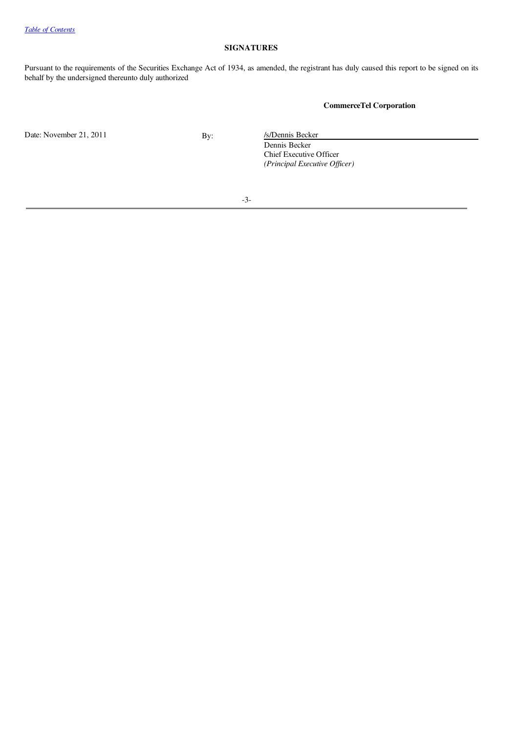[Table of Contents](#)

## SIGNATURES

Pursuant to the requirements of the Securities Exchange Act of 1934, as amended, the registrant has duly caused this report to be signed on its behalf by the undersigned thereunto duly authorized

**CommerceTel Corporation**

| | | |
|---|---|---|
| Date: November 21, 2011 | By: | /s/Dennis Becker |
| | | Dennis Becker |
| | | Chief Executive Officer |
| | | *(Principal Executive Officer)* |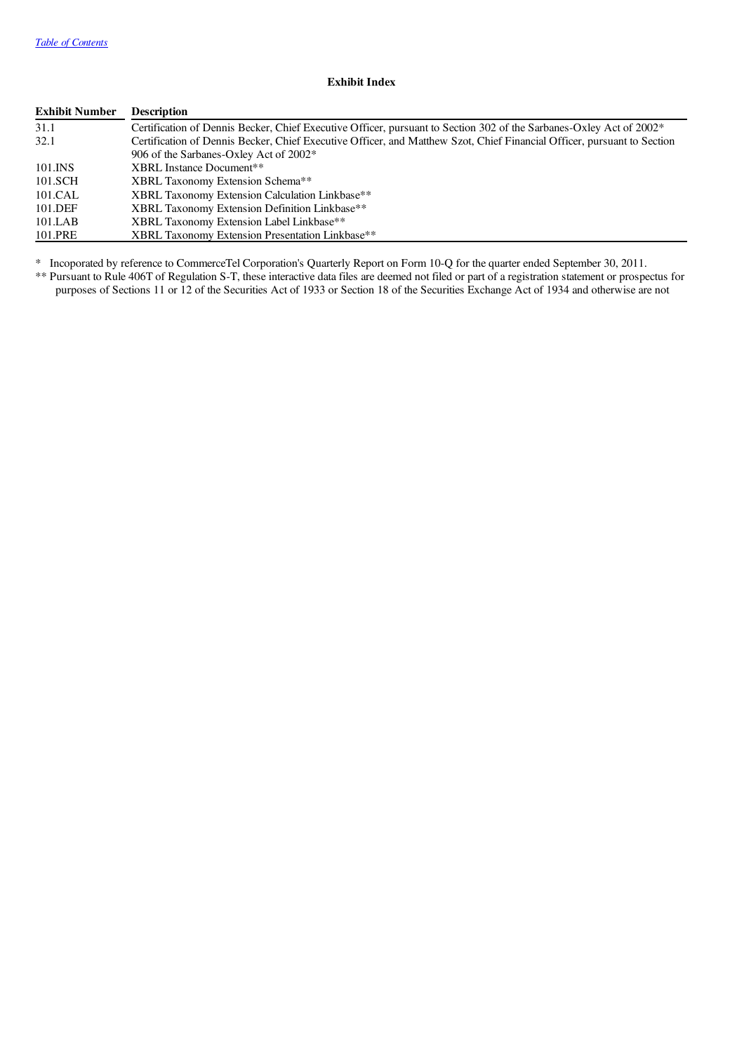[Table of Contents](#)

**Exhibit Index**

| Exhibit Number | Description |
| --- | --- |
| 31.1 | Certification of Dennis Becker, Chief Executive Officer, pursuant to Section 302 of the Sarbanes-Oxley Act of 2002* |
| 32.1 | Certification of Dennis Becker, Chief Executive Officer, and Matthew Szot, Chief Financial Officer, pursuant to Section 906 of the Sarbanes-Oxley Act of 2002* |
| 101.INS | XBRL Instance Document** |
| 101.SCH | XBRL Taxonomy Extension Schema** |
| 101.CAL | XBRL Taxonomy Extension Calculation Linkbase** |
| 101.DEF | XBRL Taxonomy Extension Definition Linkbase** |
| 101.LAB | XBRL Taxonomy Extension Label Linkbase** |
| 101.PRE | XBRL Taxonomy Extension Presentation Linkbase** |

\* Incoporated by reference to CommerceTel Corporation's Quarterly Report on Form 10-Q for the quarter ended September 30, 2011.

** Pursuant to Rule 406T of Regulation S-T, these interactive data files are deemed not filed or part of a registration statement or prospectus for purposes of Sections 11 or 12 of the Securities Act of 1933 or Section 18 of the Securities Exchange Act of 1934 and otherwise are not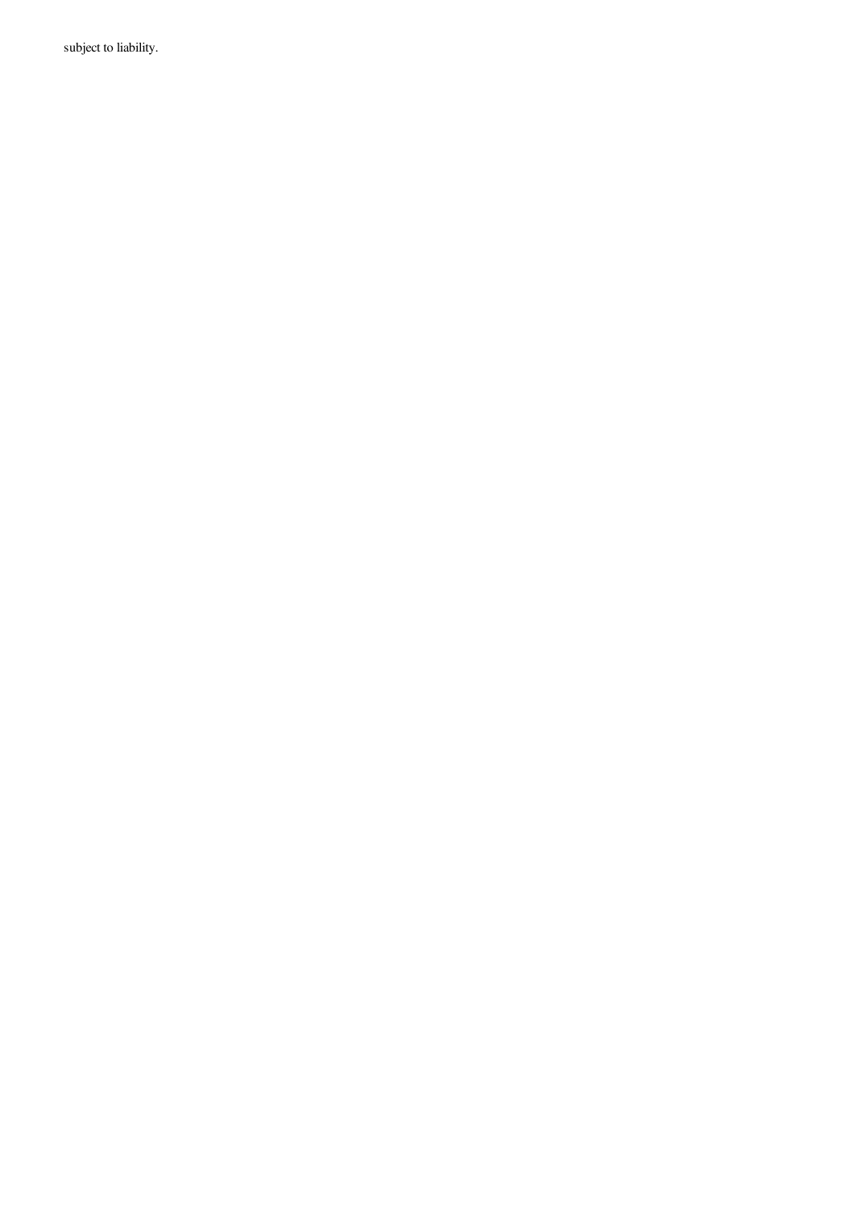subject to liability.